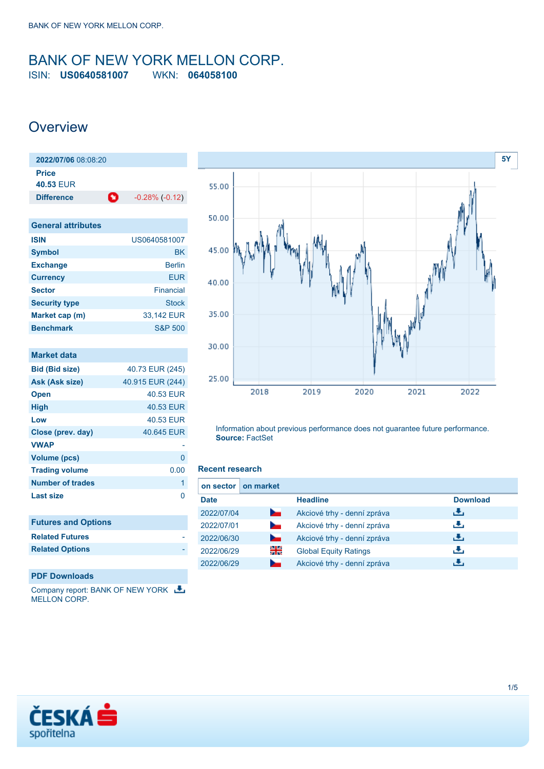# BANK OF NEW YORK MELLON CORP.

ISIN: **US0640581007** WKN: **064058100**

## Overview

| | |
|---|---|
| **2022/07/06** 08:08:20 | |
| **Price** | |
| **40.53** EUR | |
| **Difference** | -0.28% (-0.12) |

### General attributes

| | |
|---|---|
| **ISIN** | US0640581007 |
| **Symbol** | BK |
| **Exchange** | Berlin |
| **Currency** | EUR |
| **Sector** | Financial |
| **Security type** | Stock |
| **Market cap (m)** | 33,142 EUR |
| **Benchmark** | S&P 500 |

### Market data

| | |
|---|---|
| **Bid (Bid size)** | 40.73 EUR (245) |
| **Ask (Ask size)** | 40.915 EUR (244) |
| **Open** | 40.53 EUR |
| **High** | 40.53 EUR |
| **Low** | 40.53 EUR |
| **Close (prev. day)** | 40.645 EUR |
| **VWAP** | - |
| **Volume (pcs)** | 0 |
| **Trading volume** | 0.00 |
| **Number of trades** | 1 |
| **Last size** | 0 |

### Futures and Options

| | |
|---|---|
| **Related Futures** | - |
| **Related Options** | - |

### PDF Downloads

Company report: BANK OF NEW YORK MELLON CORP.

5Y

55.00
50.00
45.00
40.00
35.00
30.00
25.00
2018 2019 2020 2021 2022

Information about previous performance does not guarantee future performance.
**Source:** FactSet

### Recent research

on sector | on market

| Date | | Headline | Download |
|---|---|---|---|
| 2022/07/04 | | Akciové trhy - denní zpráva | |
| 2022/07/01 | | Akciové trhy - denní zpráva | |
| 2022/06/30 | | Akciové trhy - denní zpráva | |
| 2022/06/29 | | Global Equity Ratings | |
| 2022/06/29 | | Akciové trhy - denní zpráva | |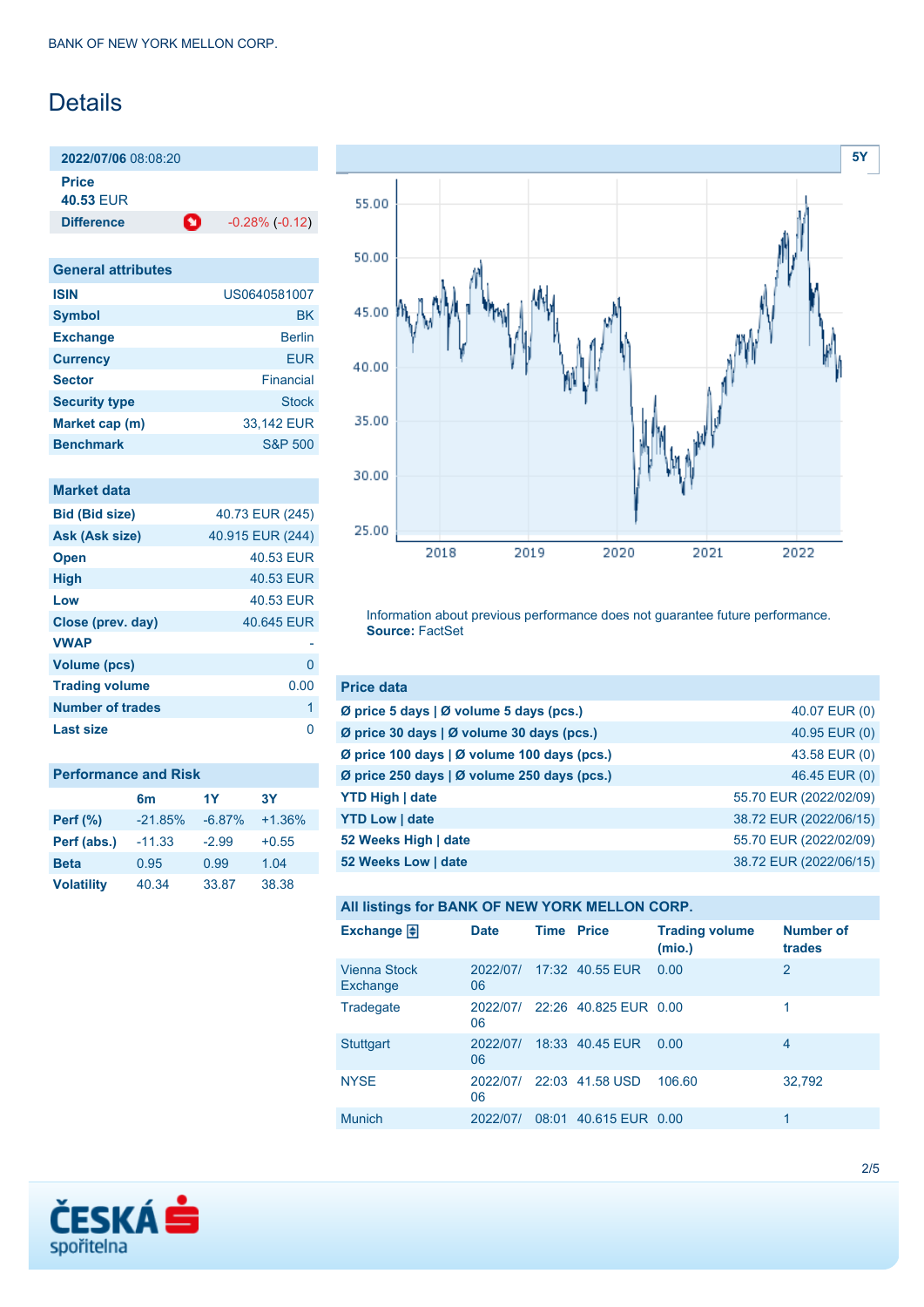# Details

**2022/07/06** 08:08:20

**Price**
**40.53** EUR

| **Difference** | -0.28% (-0.12) |
|---|---|

| General attributes | |
|---|---|
| **ISIN** | US0640581007 |
| **Symbol** | BK |
| **Exchange** | Berlin |
| **Currency** | EUR |
| **Sector** | Financial |
| **Security type** | Stock |
| **Market cap (m)** | 33,142 EUR |
| **Benchmark** | S&P 500 |

| Market data | |
|---|---|
| **Bid (Bid size)** | 40.73 EUR (245) |
| **Ask (Ask size)** | 40.915 EUR (244) |
| **Open** | 40.53 EUR |
| **High** | 40.53 EUR |
| **Low** | 40.53 EUR |
| **Close (prev. day)** | 40.645 EUR |
| **VWAP** | - |
| **Volume (pcs)** | 0 |
| **Trading volume** | 0.00 |
| **Number of trades** | 1 |
| **Last size** | 0 |

| Performance and Risk | 6m | 1Y | 3Y |
|---|---|---|---|
| **Perf (%)** | -21.85% | -6.87% | +1.36% |
| **Perf (abs.)** | -11.33 | -2.99 | +0.55 |
| **Beta** | 0.95 | 0.99 | 1.04 |
| **Volatility** | 40.34 | 33.87 | 38.38 |

Information about previous performance does not guarantee future performance.
**Source:** FactSet

| Price data | |
|---|---|
| **Ø price 5 days \| Ø volume 5 days (pcs.)** | 40.07 EUR (0) |
| **Ø price 30 days \| Ø volume 30 days (pcs.)** | 40.95 EUR (0) |
| **Ø price 100 days \| Ø volume 100 days (pcs.)** | 43.58 EUR (0) |
| **Ø price 250 days \| Ø volume 250 days (pcs.)** | 46.45 EUR (0) |
| **YTD High \| date** | 55.70 EUR (2022/02/09) |
| **YTD Low \| date** | 38.72 EUR (2022/06/15) |
| **52 Weeks High \| date** | 55.70 EUR (2022/02/09) |
| **52 Weeks Low \| date** | 38.72 EUR (2022/06/15) |

**All listings for BANK OF NEW YORK MELLON CORP.**

| Exchange | Date | Time | Price | Trading volume (mio.) | Number of trades |
|---|---|---|---|---|---|
| Vienna Stock Exchange | 2022/07/06 | 17:32 | 40.55 EUR | 0.00 | 2 |
| Tradegate | 2022/07/06 | 22:26 | 40.825 EUR | 0.00 | 1 |
| Stuttgart | 2022/07/06 | 18:33 | 40.45 EUR | 0.00 | 4 |
| NYSE | 2022/07/06 | 22:03 | 41.58 USD | 106.60 | 32,792 |
| Munich | 2022/07/ | 08:01 | 40.615 EUR | 0.00 | 1 |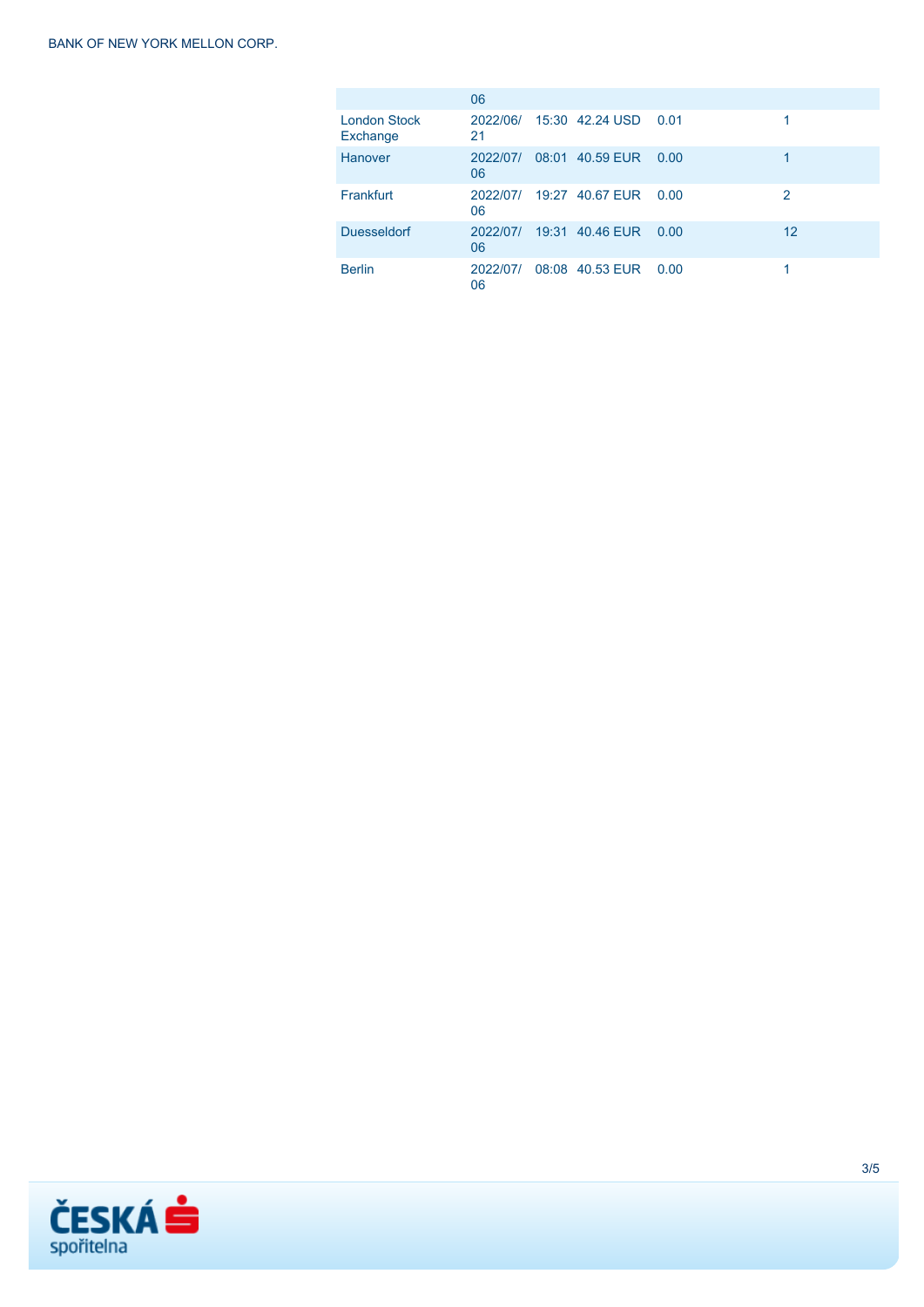| | | | | | |
|---|---|---|---|---|---|
| | 06 | | | | |
| London Stock Exchange | 2022/06/21 | 15:30 | 42.24 USD | 0.01 | 1 |
| Hanover | 2022/07/06 | 08:01 | 40.59 EUR | 0.00 | 1 |
| Frankfurt | 2022/07/06 | 19:27 | 40.67 EUR | 0.00 | 2 |
| Duesseldorf | 2022/07/06 | 19:31 | 40.46 EUR | 0.00 | 12 |
| Berlin | 2022/07/06 | 08:08 | 40.53 EUR | 0.00 | 1 |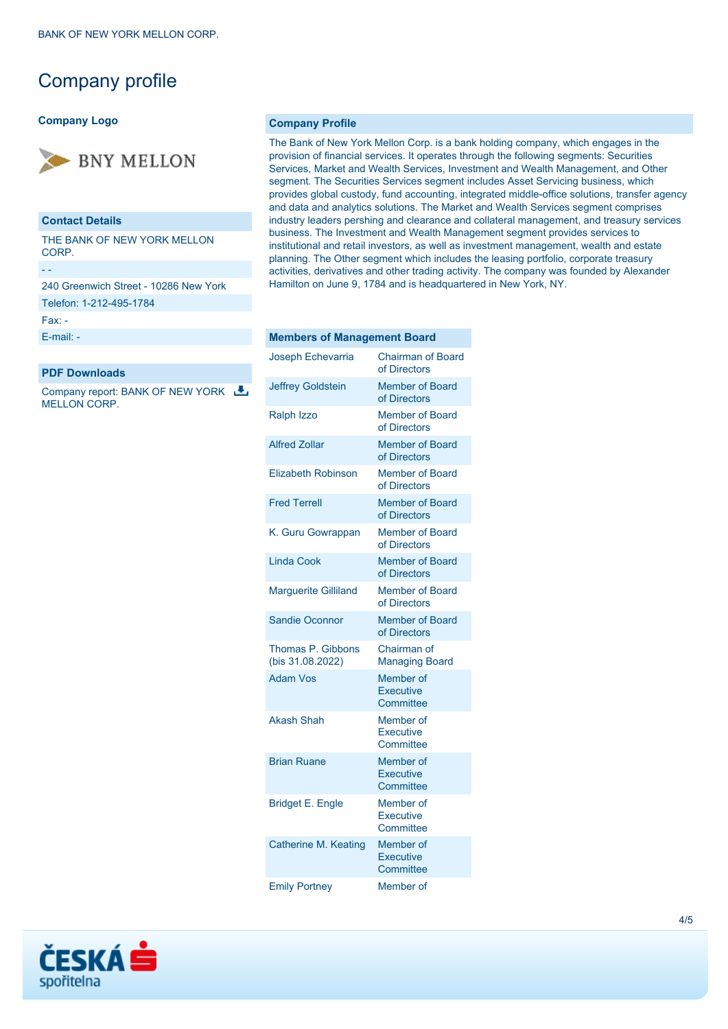# Company profile

**Company Logo**

BNY MELLON

| Contact Details |
|---|
| THE BANK OF NEW YORK MELLON CORP. |
| - - |
| 240 Greenwich Street - 10286 New York |
| Telefon: 1-212-495-1784 |
| Fax: - |
| E-mail: - |

**PDF Downloads**

Company report: BANK OF NEW YORK MELLON CORP.

## Company Profile

The Bank of New York Mellon Corp. is a bank holding company, which engages in the provision of financial services. It operates through the following segments: Securities Services, Market and Wealth Services, Investment and Wealth Management, and Other segment. The Securities Services segment includes Asset Servicing business, which provides global custody, fund accounting, integrated middle-office solutions, transfer agency and data and analytics solutions. The Market and Wealth Services segment comprises industry leaders pershing and clearance and collateral management, and treasury services business. The Investment and Wealth Management segment provides services to institutional and retail investors, as well as investment management, wealth and estate planning. The Other segment which includes the leasing portfolio, corporate treasury activities, derivatives and other trading activity. The company was founded by Alexander Hamilton on June 9, 1784 and is headquartered in New York, NY.

| Members of Management Board | |
|---|---|
| Joseph Echevarria | Chairman of Board of Directors |
| Jeffrey Goldstein | Member of Board of Directors |
| Ralph Izzo | Member of Board of Directors |
| Alfred Zollar | Member of Board of Directors |
| Elizabeth Robinson | Member of Board of Directors |
| Fred Terrell | Member of Board of Directors |
| K. Guru Gowrappan | Member of Board of Directors |
| Linda Cook | Member of Board of Directors |
| Marguerite Gilliland | Member of Board of Directors |
| Sandie Oconnor | Member of Board of Directors |
| Thomas P. Gibbons (bis 31.08.2022) | Chairman of Managing Board |
| Adam Vos | Member of Executive Committee |
| Akash Shah | Member of Executive Committee |
| Brian Ruane | Member of Executive Committee |
| Bridget E. Engle | Member of Executive Committee |
| Catherine M. Keating | Member of Executive Committee |
| Emily Portney | Member of |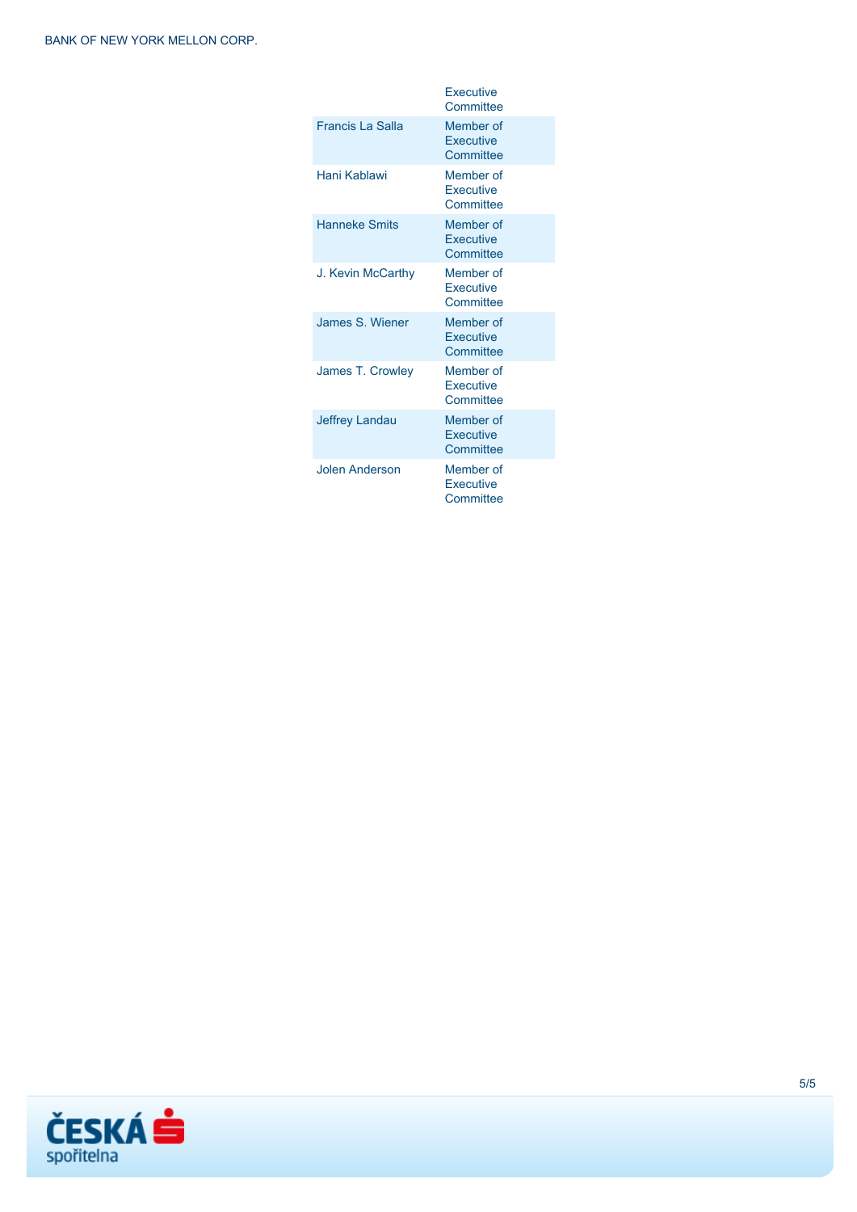| | |
|---|---|
| | Executive Committee |
| Francis La Salla | Member of Executive Committee |
| Hani Kablawi | Member of Executive Committee |
| Hanneke Smits | Member of Executive Committee |
| J. Kevin McCarthy | Member of Executive Committee |
| James S. Wiener | Member of Executive Committee |
| James T. Crowley | Member of Executive Committee |
| Jeffrey Landau | Member of Executive Committee |
| Jolen Anderson | Member of Executive Committee |